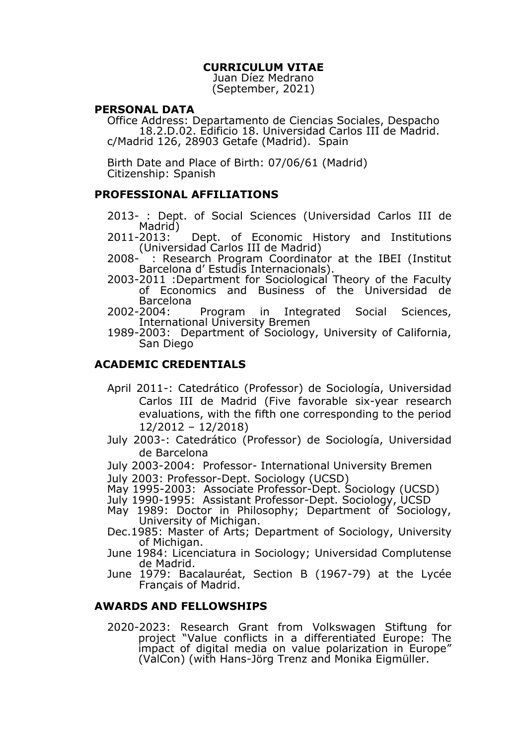# CURRICULUM VITAE

Juan Díez Medrano

(September, 2021)

## PERSONAL DATA

Office Address: Departamento de Ciencias Sociales, Despacho 18.2.D.02. Edificio 18. Universidad Carlos III de Madrid. c/Madrid 126, 28903 Getafe (Madrid). Spain

Birth Date and Place of Birth: 07/06/61 (Madrid)
Citizenship: Spanish

## PROFESSIONAL AFFILIATIONS

2013- : Dept. of Social Sciences (Universidad Carlos III de Madrid)
2011-2013: Dept. of Economic History and Institutions (Universidad Carlos III de Madrid)
2008- : Research Program Coordinator at the IBEI (Institut Barcelona d' Estudis Internacionals).
2003-2011 :Department for Sociological Theory of the Faculty of Economics and Business of the Universidad de Barcelona
2002-2004: Program in Integrated Social Sciences, International University Bremen
1989-2003: Department of Sociology, University of California, San Diego

## ACADEMIC CREDENTIALS

April 2011-: Catedrático (Professor) de Sociología, Universidad Carlos III de Madrid (Five favorable six-year research evaluations, with the fifth one corresponding to the period 12/2012 – 12/2018)
July 2003-: Catedrático (Professor) de Sociología, Universidad de Barcelona
July 2003-2004: Professor- International University Bremen
July 2003: Professor-Dept. Sociology (UCSD)
May 1995-2003: Associate Professor-Dept. Sociology (UCSD)
July 1990-1995: Assistant Professor-Dept. Sociology, UCSD
May 1989: Doctor in Philosophy; Department of Sociology, University of Michigan.
Dec.1985: Master of Arts; Department of Sociology, University of Michigan.
June 1984: Licenciatura in Sociology; Universidad Complutense de Madrid.
June 1979: Bacalauréat, Section B (1967-79) at the Lycée Français of Madrid.

## AWARDS AND FELLOWSHIPS

2020-2023: Research Grant from Volkswagen Stiftung for project "Value conflicts in a differentiated Europe: The impact of digital media on value polarization in Europe" (ValCon) (with Hans-Jörg Trenz and Monika Eigmüller.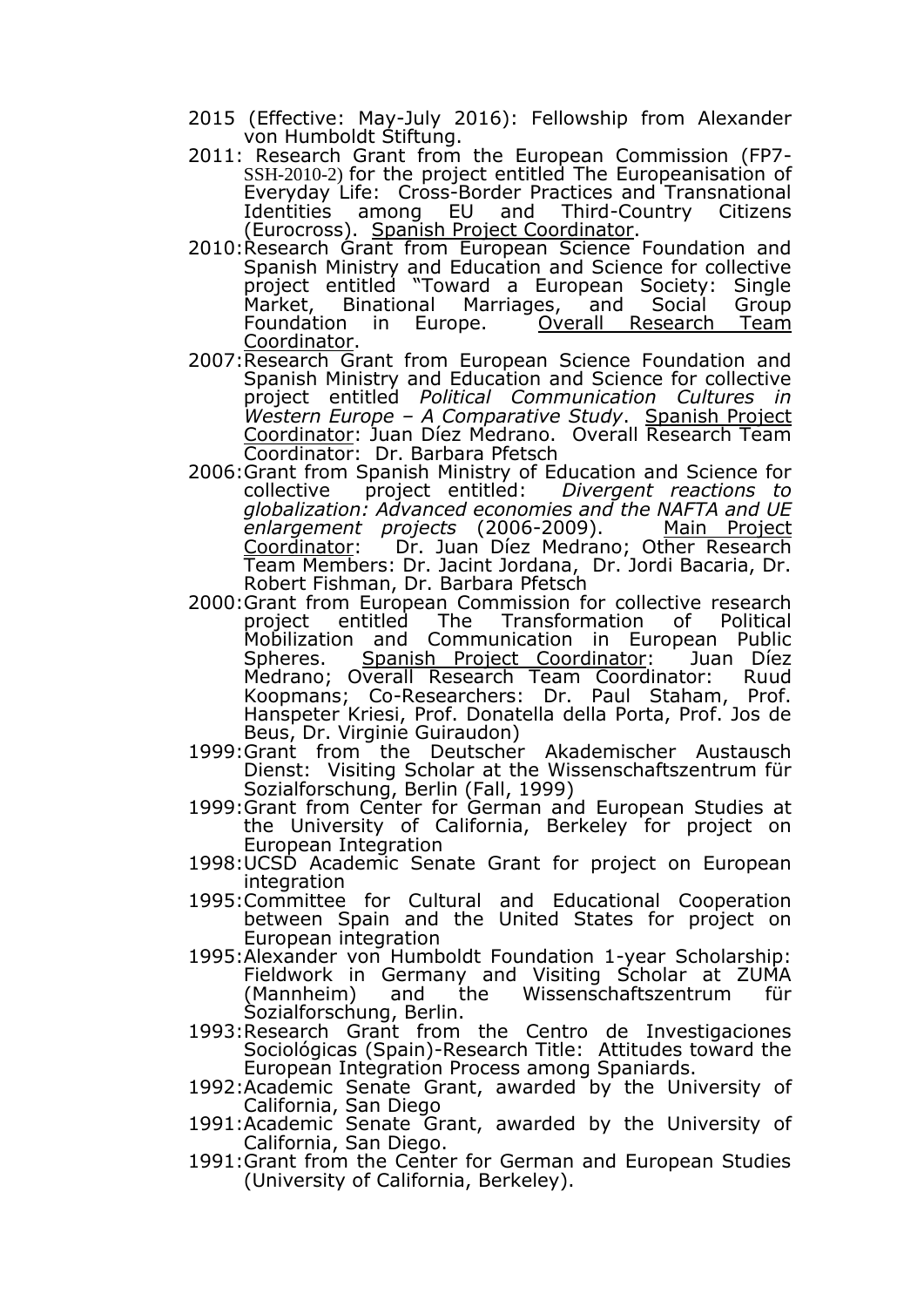- 2015 (Effective: May-July 2016): Fellowship from Alexander von Humboldt Stiftung.
- 2011: Research Grant from the European Commission (FP7-SSH-2010-2) for the project entitled The Europeanisation of Everyday Life: Cross-Border Practices and Transnational Identities among EU and Third-Country Citizens (Eurocross). <u>Spanish Project Coordinator</u>.
- 2010: Research Grant from European Science Foundation and Spanish Ministry and Education and Science for collective project entitled "Toward a European Society: Single Market, Binational Marriages, and Social Group Foundation in Europe. <u>Overall Research Team Coordinator</u>.
- 2007: Research Grant from European Science Foundation and Spanish Ministry and Education and Science for collective project entitled *Political Communication Cultures in Western Europe – A Comparative Study*. <u>Spanish Project Coordinator</u>: Juan Díez Medrano. Overall Research Team Coordinator: Dr. Barbara Pfetsch
- 2006: Grant from Spanish Ministry of Education and Science for collective project entitled: *Divergent reactions to globalization: Advanced economies and the NAFTA and UE enlargement projects* (2006-2009). <u>Main Project Coordinator</u>: Dr. Juan Díez Medrano; Other Research Team Members: Dr. Jacint Jordana, Dr. Jordi Bacaria, Dr. Robert Fishman, Dr. Barbara Pfetsch
- 2000: Grant from European Commission for collective research project entitled The Transformation of Political Mobilization and Communication in European Public Spheres. <u>Spanish Project Coordinator</u>: Juan Díez Medrano; Overall Research Team Coordinator: Ruud Koopmans; Co-Researchers: Dr. Paul Staham, Prof. Hanspeter Kriesi, Prof. Donatella della Porta, Prof. Jos de Beus, Dr. Virginie Guiraudon)
- 1999: Grant from the Deutscher Akademischer Austausch Dienst: Visiting Scholar at the Wissenschaftszentrum für Sozialforschung, Berlin (Fall, 1999)
- 1999: Grant from Center for German and European Studies at the University of California, Berkeley for project on European Integration
- 1998: UCSD Academic Senate Grant for project on European integration
- 1995: Committee for Cultural and Educational Cooperation between Spain and the United States for project on European integration
- 1995: Alexander von Humboldt Foundation 1-year Scholarship: Fieldwork in Germany and Visiting Scholar at ZUMA (Mannheim) and the Wissenschaftszentrum für Sozialforschung, Berlin.
- 1993: Research Grant from the Centro de Investigaciones Sociológicas (Spain)-Research Title: Attitudes toward the European Integration Process among Spaniards.
- 1992: Academic Senate Grant, awarded by the University of California, San Diego
- 1991: Academic Senate Grant, awarded by the University of California, San Diego.
- 1991: Grant from the Center for German and European Studies (University of California, Berkeley).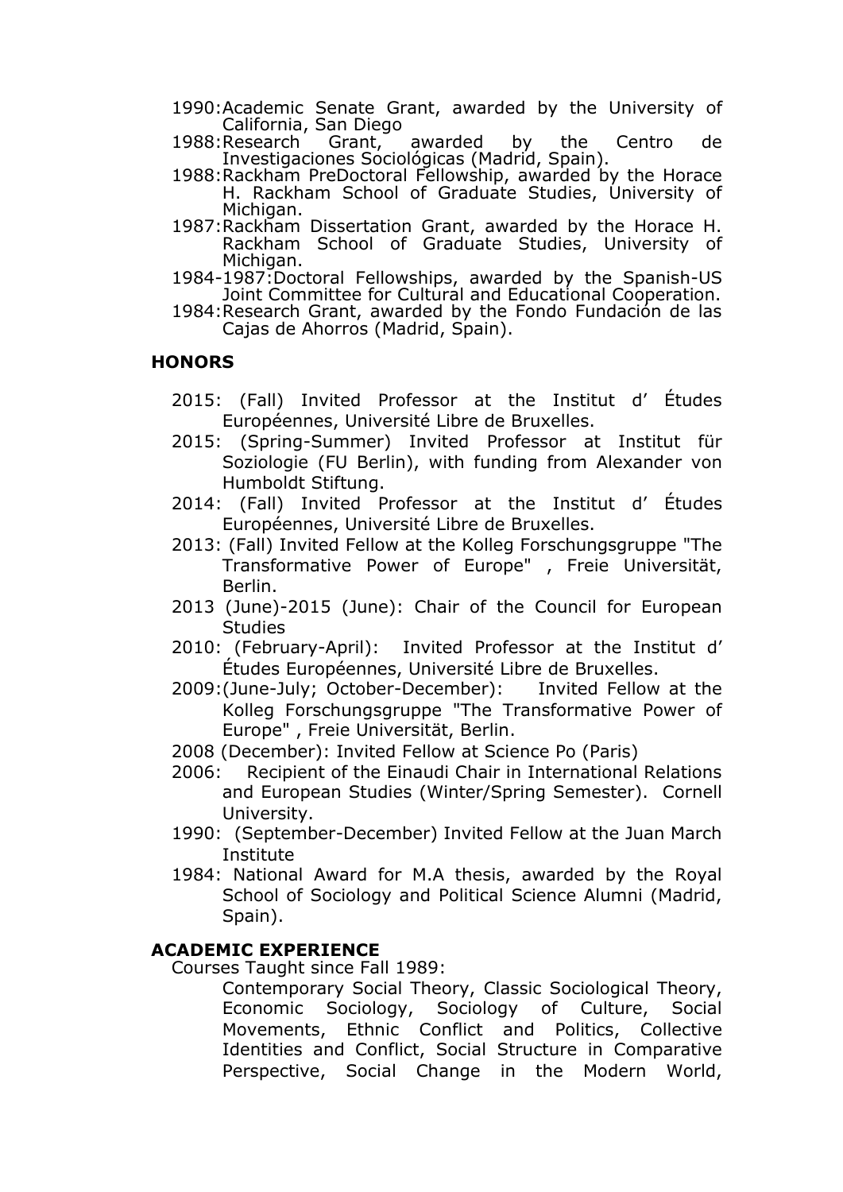- 1990: Academic Senate Grant, awarded by the University of California, San Diego
- 1988: Research Grant, awarded by the Centro de Investigaciones Sociológicas (Madrid, Spain).
- 1988: Rackham PreDoctoral Fellowship, awarded by the Horace H. Rackham School of Graduate Studies, University of Michigan.
- 1987: Rackham Dissertation Grant, awarded by the Horace H. Rackham School of Graduate Studies, University of Michigan.
- 1984-1987: Doctoral Fellowships, awarded by the Spanish-US Joint Committee for Cultural and Educational Cooperation.
- 1984: Research Grant, awarded by the Fondo Fundación de las Cajas de Ahorros (Madrid, Spain).

## HONORS

- 2015: (Fall) Invited Professor at the Institut d' Études Européennes, Université Libre de Bruxelles.
- 2015: (Spring-Summer) Invited Professor at Institut für Soziologie (FU Berlin), with funding from Alexander von Humboldt Stiftung.
- 2014: (Fall) Invited Professor at the Institut d' Études Européennes, Université Libre de Bruxelles.
- 2013: (Fall) Invited Fellow at the Kolleg Forschungsgruppe "The Transformative Power of Europe" , Freie Universität, Berlin.
- 2013 (June)-2015 (June): Chair of the Council for European Studies
- 2010: (February-April): Invited Professor at the Institut d' Études Européennes, Université Libre de Bruxelles.
- 2009: (June-July; October-December): Invited Fellow at the Kolleg Forschungsgruppe "The Transformative Power of Europe" , Freie Universität, Berlin.
- 2008 (December): Invited Fellow at Science Po (Paris)
- 2006: Recipient of the Einaudi Chair in International Relations and European Studies (Winter/Spring Semester). Cornell University.
- 1990: (September-December) Invited Fellow at the Juan March Institute
- 1984: National Award for M.A thesis, awarded by the Royal School of Sociology and Political Science Alumni (Madrid, Spain).

## ACADEMIC EXPERIENCE

Courses Taught since Fall 1989:

Contemporary Social Theory, Classic Sociological Theory, Economic Sociology, Sociology of Culture, Social Movements, Ethnic Conflict and Politics, Collective Identities and Conflict, Social Structure in Comparative Perspective, Social Change in the Modern World,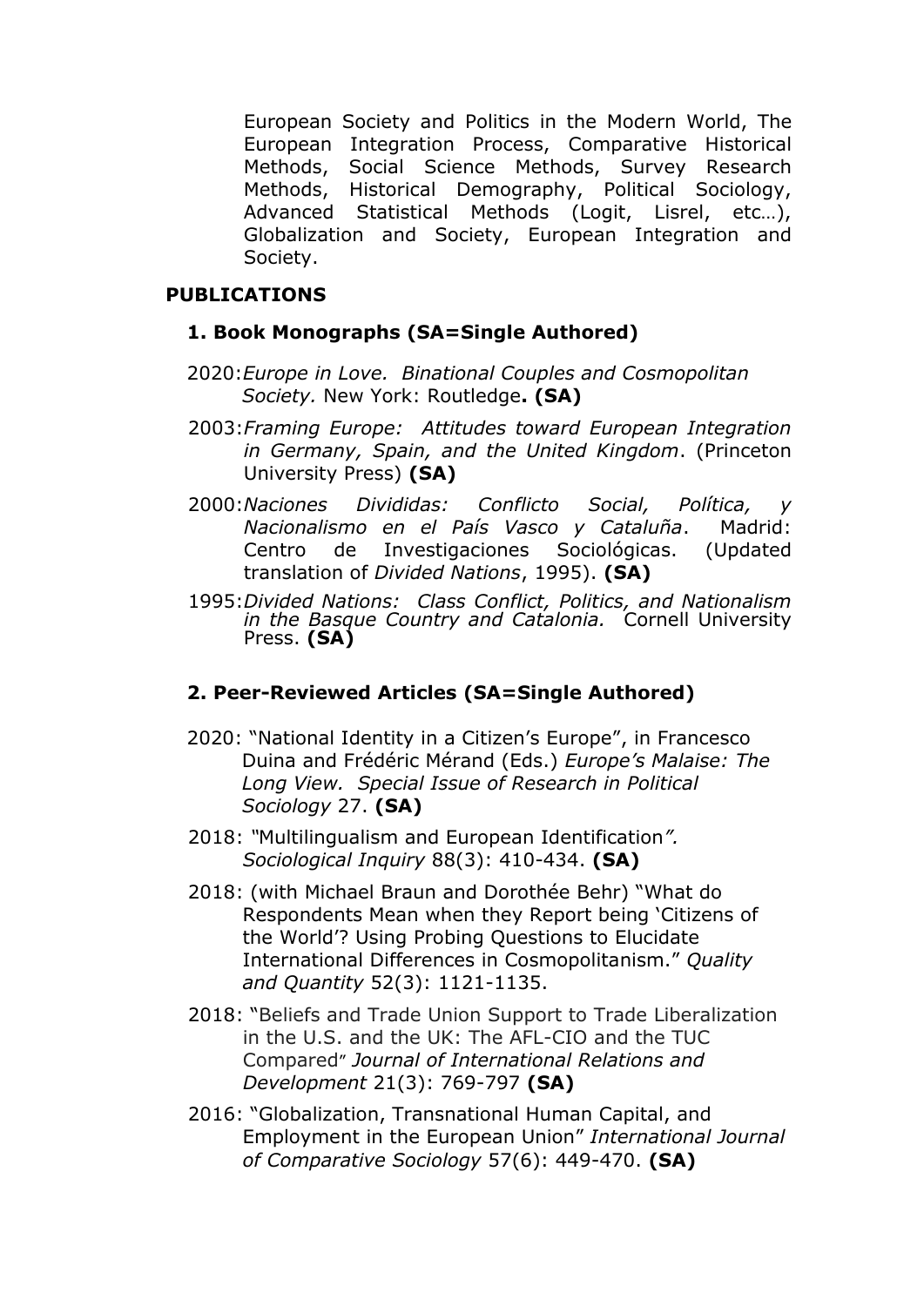European Society and Politics in the Modern World, The European Integration Process, Comparative Historical Methods, Social Science Methods, Survey Research Methods, Historical Demography, Political Sociology, Advanced Statistical Methods (Logit, Lisrel, etc…), Globalization and Society, European Integration and Society.

## PUBLICATIONS

### 1. Book Monographs (SA=Single Authored)

2020: *Europe in Love. Binational Couples and Cosmopolitan Society.* New York: Routledge**. (SA)**

2003: *Framing Europe: Attitudes toward European Integration in Germany, Spain, and the United Kingdom*. (Princeton University Press) **(SA)**

2000: *Naciones Divididas: Conflicto Social, Política, y Nacionalismo en el País Vasco y Cataluña*. Madrid: Centro de Investigaciones Sociológicas. (Updated translation of *Divided Nations*, 1995). **(SA)**

1995: *Divided Nations: Class Conflict, Politics, and Nationalism in the Basque Country and Catalonia.* Cornell University Press. **(SA)**

### 2. Peer-Reviewed Articles (SA=Single Authored)

2020: "National Identity in a Citizen's Europe", in Francesco Duina and Frédéric Mérand (Eds.) *Europe's Malaise: The Long View. Special Issue of Research in Political Sociology* 27. **(SA)**

2018: "Multilingualism and European Identification*". Sociological Inquiry* 88(3): 410-434. **(SA)**

2018: (with Michael Braun and Dorothée Behr) "What do Respondents Mean when they Report being 'Citizens of the World'? Using Probing Questions to Elucidate International Differences in Cosmopolitanism." *Quality and Quantity* 52(3): 1121-1135.

2018: "Beliefs and Trade Union Support to Trade Liberalization in the U.S. and the UK: The AFL-CIO and the TUC Compared" *Journal of International Relations and Development* 21(3): 769-797 **(SA)**

2016: "Globalization, Transnational Human Capital, and Employment in the European Union" *International Journal of Comparative Sociology* 57(6): 449-470. **(SA)**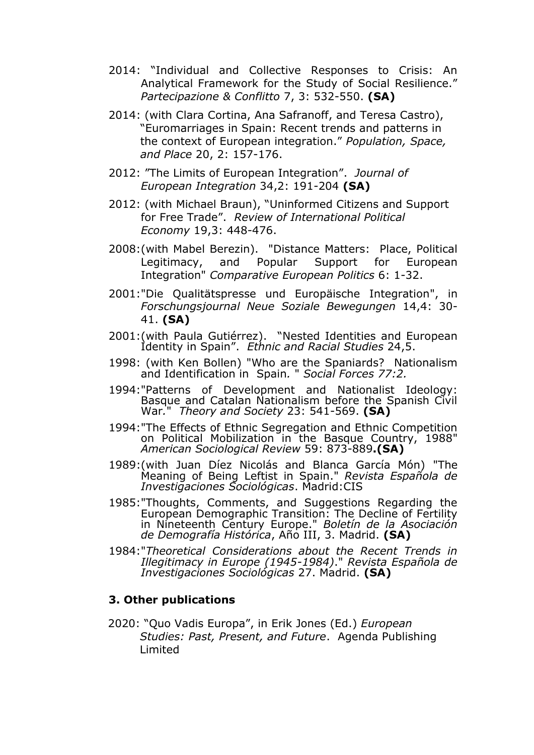2014: "Individual and Collective Responses to Crisis: An Analytical Framework for the Study of Social Resilience." *Partecipazione & Conflitto* 7, 3: 532-550. **(SA)**

2014: (with Clara Cortina, Ana Safranoff, and Teresa Castro), "Euromarriages in Spain: Recent trends and patterns in the context of European integration." *Population, Space, and Place* 20, 2: 157-176.

2012: "The Limits of European Integration". *Journal of European Integration* 34,2: 191-204 **(SA)**

2012: (with Michael Braun), "Uninformed Citizens and Support for Free Trade". *Review of International Political Economy* 19,3: 448-476.

2008:(with Mabel Berezin). "Distance Matters: Place, Political Legitimacy, and Popular Support for European Integration" *Comparative European Politics* 6: 1-32.

2001:"Die Qualitätspresse und Europäische Integration", in *Forschungsjournal Neue Soziale Bewegungen* 14,4: 30-41. **(SA)**

2001:(with Paula Gutiérrez). "Nested Identities and European Identity in Spain". *Ethnic and Racial Studies* 24,5.

1998: (with Ken Bollen) "Who are the Spaniards? Nationalism and Identification in Spain. " *Social Forces 77:2.*

1994:"Patterns of Development and Nationalist Ideology: Basque and Catalan Nationalism before the Spanish Civil War." *Theory and Society* 23: 541-569. **(SA)**

1994:"The Effects of Ethnic Segregation and Ethnic Competition on Political Mobilization in the Basque Country, 1988" *American Sociological Review* 59: 873-889**.(SA)**

1989:(with Juan Díez Nicolás and Blanca García Món) "The Meaning of Being Leftist in Spain." *Revista Española de Investigaciones Sociológicas*. Madrid:CIS

1985:"Thoughts, Comments, and Suggestions Regarding the European Demographic Transition: The Decline of Fertility in Nineteenth Century Europe." *Boletín de la Asociación de Demografía Histórica*, Año III, 3. Madrid. **(SA)**

1984:"*Theoretical Considerations about the Recent Trends in Illegitimacy in Europe (1945-1984)*." *Revista Española de Investigaciones Sociológicas* 27. Madrid. **(SA)**

### 3. Other publications

2020: "Quo Vadis Europa", in Erik Jones (Ed.) *European Studies: Past, Present, and Future*. Agenda Publishing Limited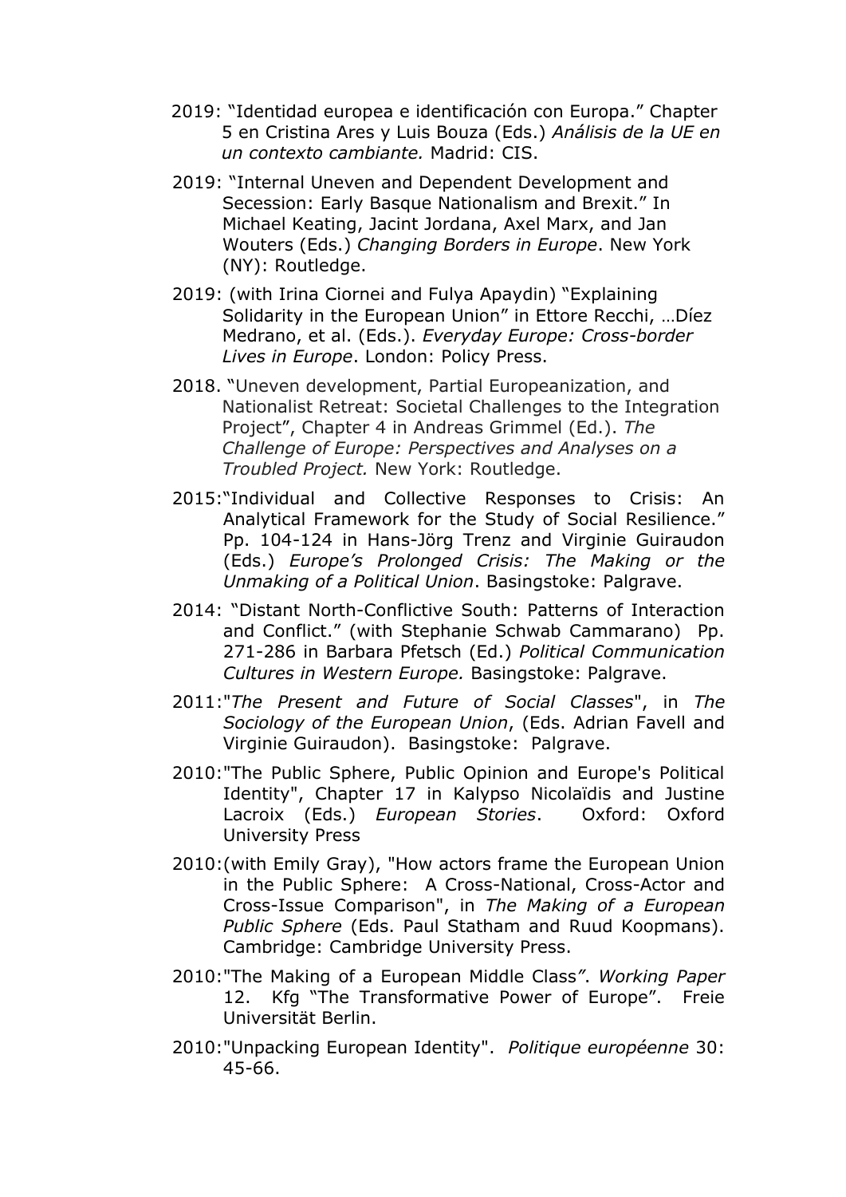2019: "Identidad europea e identificación con Europa." Chapter 5 en Cristina Ares y Luis Bouza (Eds.) *Análisis de la UE en un contexto cambiante.* Madrid: CIS.

2019: "Internal Uneven and Dependent Development and Secession: Early Basque Nationalism and Brexit." In Michael Keating, Jacint Jordana, Axel Marx, and Jan Wouters (Eds.) *Changing Borders in Europe*. New York (NY): Routledge.

2019: (with Irina Ciornei and Fulya Apaydin) "Explaining Solidarity in the European Union" in Ettore Recchi, …Díez Medrano, et al. (Eds.). *Everyday Europe: Cross-border Lives in Europe*. London: Policy Press.

2018. "Uneven development, Partial Europeanization, and Nationalist Retreat: Societal Challenges to the Integration Project", Chapter 4 in Andreas Grimmel (Ed.). *The Challenge of Europe: Perspectives and Analyses on a Troubled Project.* New York: Routledge.

2015:"Individual and Collective Responses to Crisis: An Analytical Framework for the Study of Social Resilience." Pp. 104-124 in Hans-Jörg Trenz and Virginie Guiraudon (Eds.) *Europe's Prolonged Crisis: The Making or the Unmaking of a Political Union*. Basingstoke: Palgrave.

2014: "Distant North-Conflictive South: Patterns of Interaction and Conflict." (with Stephanie Schwab Cammarano) Pp. 271-286 in Barbara Pfetsch (Ed.) *Political Communication Cultures in Western Europe.* Basingstoke: Palgrave.

2011:"*The Present and Future of Social Classes*", in *The Sociology of the European Union*, (Eds. Adrian Favell and Virginie Guiraudon). Basingstoke: Palgrave.

2010:"The Public Sphere, Public Opinion and Europe's Political Identity", Chapter 17 in Kalypso Nicolaïdis and Justine Lacroix (Eds.) *European Stories*. Oxford: Oxford University Press

2010:(with Emily Gray), "How actors frame the European Union in the Public Sphere: A Cross-National, Cross-Actor and Cross-Issue Comparison", in *The Making of a European Public Sphere* (Eds. Paul Statham and Ruud Koopmans). Cambridge: Cambridge University Press.

2010:"The Making of a European Middle Class". *Working Paper* 12. Kfg "The Transformative Power of Europe". Freie Universität Berlin.

2010:"Unpacking European Identity". *Politique européenne* 30: 45-66.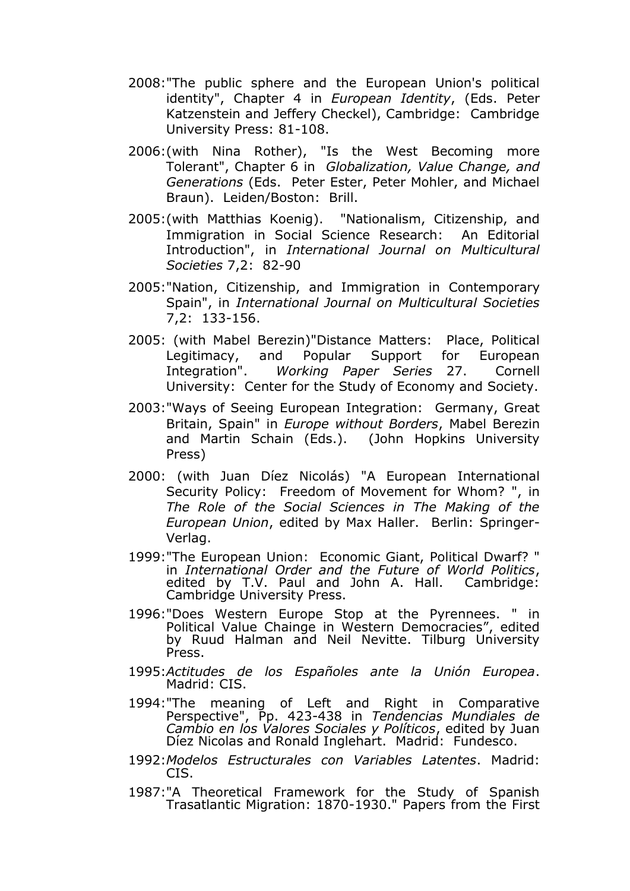2008:"The public sphere and the European Union's political identity", Chapter 4 in *European Identity*, (Eds. Peter Katzenstein and Jeffery Checkel), Cambridge: Cambridge University Press: 81-108.

2006:(with Nina Rother), "Is the West Becoming more Tolerant", Chapter 6 in *Globalization, Value Change, and Generations* (Eds. Peter Ester, Peter Mohler, and Michael Braun). Leiden/Boston: Brill.

2005:(with Matthias Koenig). "Nationalism, Citizenship, and Immigration in Social Science Research: An Editorial Introduction", in *International Journal on Multicultural Societies* 7,2: 82-90

2005:"Nation, Citizenship, and Immigration in Contemporary Spain", in *International Journal on Multicultural Societies* 7,2: 133-156.

2005: (with Mabel Berezin)"Distance Matters: Place, Political Legitimacy, and Popular Support for European Integration". *Working Paper Series* 27. Cornell University: Center for the Study of Economy and Society.

2003:"Ways of Seeing European Integration: Germany, Great Britain, Spain" in *Europe without Borders*, Mabel Berezin and Martin Schain (Eds.). (John Hopkins University Press)

2000: (with Juan Díez Nicolás) "A European International Security Policy: Freedom of Movement for Whom? ", in *The Role of the Social Sciences in The Making of the European Union*, edited by Max Haller. Berlin: Springer-Verlag.

1999:"The European Union: Economic Giant, Political Dwarf? " in *International Order and the Future of World Politics*, edited by T.V. Paul and John A. Hall. Cambridge: Cambridge University Press.

1996:"Does Western Europe Stop at the Pyrennees. " in Political Value Chainge in Western Democracies", edited by Ruud Halman and Neil Nevitte. Tilburg University Press.

1995:*Actitudes de los Españoles ante la Unión Europea*. Madrid: CIS.

1994:"The meaning of Left and Right in Comparative Perspective", Pp. 423-438 in *Tendencias Mundiales de Cambio en los Valores Sociales y Políticos*, edited by Juan Díez Nicolas and Ronald Inglehart. Madrid: Fundesco.

1992:*Modelos Estructurales con Variables Latentes*. Madrid: CIS.

1987:"A Theoretical Framework for the Study of Spanish Trasatlantic Migration: 1870-1930." Papers from the First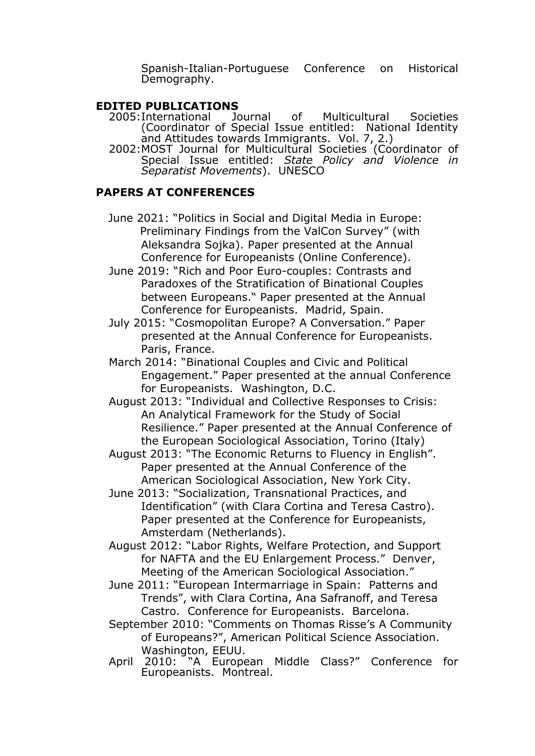Spanish-Italian-Portuguese Conference on Historical Demography.

## EDITED PUBLICATIONS

- 2005: International Journal of Multicultural Societies (Coordinator of Special Issue entitled: National Identity and Attitudes towards Immigrants. Vol. 7, 2.)
- 2002: MOST Journal for Multicultural Societies (Coordinator of Special Issue entitled: *State Policy and Violence in Separatist Movements*). UNESCO

## PAPERS AT CONFERENCES

- June 2021: "Politics in Social and Digital Media in Europe: Preliminary Findings from the ValCon Survey" (with Aleksandra Sojka). Paper presented at the Annual Conference for Europeanists (Online Conference).
- June 2019: "Rich and Poor Euro-couples: Contrasts and Paradoxes of the Stratification of Binational Couples between Europeans." Paper presented at the Annual Conference for Europeanists. Madrid, Spain.
- July 2015: "Cosmopolitan Europe? A Conversation." Paper presented at the Annual Conference for Europeanists. Paris, France.
- March 2014: "Binational Couples and Civic and Political Engagement." Paper presented at the annual Conference for Europeanists. Washington, D.C.
- August 2013: "Individual and Collective Responses to Crisis: An Analytical Framework for the Study of Social Resilience." Paper presented at the Annual Conference of the European Sociological Association, Torino (Italy)
- August 2013: "The Economic Returns to Fluency in English". Paper presented at the Annual Conference of the American Sociological Association, New York City.
- June 2013: "Socialization, Transnational Practices, and Identification" (with Clara Cortina and Teresa Castro). Paper presented at the Conference for Europeanists, Amsterdam (Netherlands).
- August 2012: "Labor Rights, Welfare Protection, and Support for NAFTA and the EU Enlargement Process." Denver, Meeting of the American Sociological Association."
- June 2011: "European Intermarriage in Spain: Patterns and Trends", with Clara Cortina, Ana Safranoff, and Teresa Castro. Conference for Europeanists. Barcelona.
- September 2010: "Comments on Thomas Risse's A Community of Europeans?", American Political Science Association. Washington, EEUU.
- April 2010: "A European Middle Class?" Conference for Europeanists. Montreal.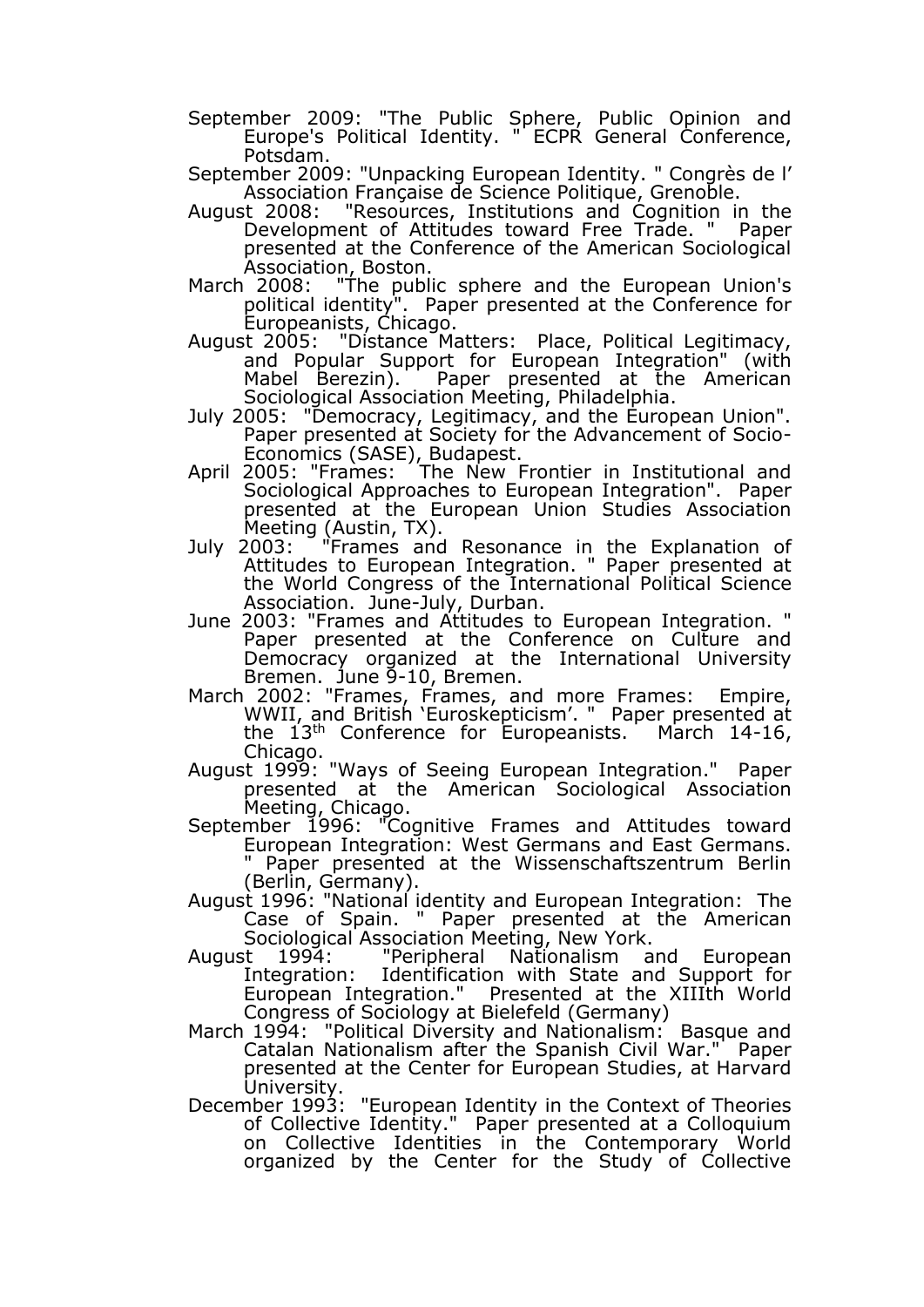September 2009: "The Public Sphere, Public Opinion and Europe's Political Identity. " ECPR General Conference, Potsdam.

September 2009: "Unpacking European Identity. " Congrès de l' Association Française de Science Politique, Grenoble.

August 2008: "Resources, Institutions and Cognition in the Development of Attitudes toward Free Trade. " Paper presented at the Conference of the American Sociological Association, Boston.

March 2008: "The public sphere and the European Union's political identity". Paper presented at the Conference for Europeanists, Chicago.

August 2005: "Distance Matters: Place, Political Legitimacy, and Popular Support for European Integration" (with Mabel Berezin). Paper presented at the American Sociological Association Meeting, Philadelphia.

July 2005: "Democracy, Legitimacy, and the European Union". Paper presented at Society for the Advancement of Socio-Economics (SASE), Budapest.

April 2005: "Frames: The New Frontier in Institutional and Sociological Approaches to European Integration". Paper presented at the European Union Studies Association Meeting (Austin, TX).

July 2003: "Frames and Resonance in the Explanation of Attitudes to European Integration. " Paper presented at the World Congress of the International Political Science Association. June-July, Durban.

June 2003: "Frames and Attitudes to European Integration. " Paper presented at the Conference on Culture and Democracy organized at the International University Bremen. June 9-10, Bremen.

March 2002: "Frames, Frames, and more Frames: Empire, WWII, and British 'Euroskepticism'. " Paper presented at the 13th Conference for Europeanists. March 14-16, Chicago.

August 1999: "Ways of Seeing European Integration." Paper presented at the American Sociological Association Meeting, Chicago.

September 1996: "Cognitive Frames and Attitudes toward European Integration: West Germans and East Germans. " Paper presented at the Wissenschaftszentrum Berlin (Berlin, Germany).

August 1996: "National identity and European Integration: The Case of Spain. " Paper presented at the American Sociological Association Meeting, New York.

August 1994: "Peripheral Nationalism and European Integration: Identification with State and Support for European Integration." Presented at the XIIIth World Congress of Sociology at Bielefeld (Germany)

March 1994: "Political Diversity and Nationalism: Basque and Catalan Nationalism after the Spanish Civil War." Paper presented at the Center for European Studies, at Harvard University.

December 1993: "European Identity in the Context of Theories of Collective Identity." Paper presented at a Colloquium on Collective Identities in the Contemporary World organized by the Center for the Study of Collective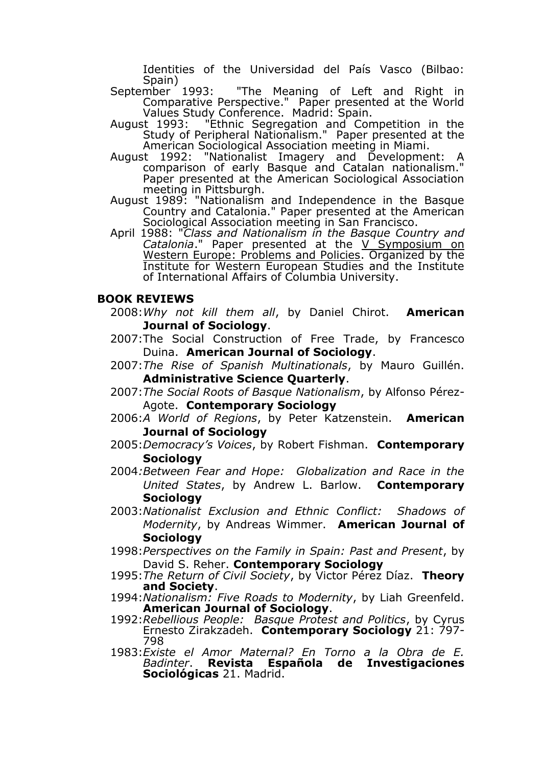Identities of the Universidad del País Vasco (Bilbao: Spain)

- September 1993: "The Meaning of Left and Right in Comparative Perspective." Paper presented at the World Values Study Conference. Madrid: Spain.
- August 1993: "Ethnic Segregation and Competition in the Study of Peripheral Nationalism." Paper presented at the American Sociological Association meeting in Miami.
- August 1992: "Nationalist Imagery and Development: A comparison of early Basque and Catalan nationalism." Paper presented at the American Sociological Association meeting in Pittsburgh.
- August 1989: "Nationalism and Independence in the Basque Country and Catalonia." Paper presented at the American Sociological Association meeting in San Francisco.
- April 1988: "*Class and Nationalism in the Basque Country and Catalonia*." Paper presented at the <u>V Symposium on Western Europe: Problems and Policies</u>. Organized by the Institute for Western European Studies and the Institute of International Affairs of Columbia University.

**BOOK REVIEWS**

- 2008: *Why not kill them all*, by Daniel Chirot. **American Journal of Sociology**.
- 2007: The Social Construction of Free Trade, by Francesco Duina. **American Journal of Sociology**.
- 2007: *The Rise of Spanish Multinationals*, by Mauro Guillén. **Administrative Science Quarterly**.
- 2007: *The Social Roots of Basque Nationalism*, by Alfonso Pérez-Agote. **Contemporary Sociology**
- 2006: *A World of Regions*, by Peter Katzenstein. **American Journal of Sociology**
- 2005: *Democracy's Voices*, by Robert Fishman. **Contemporary Sociology**
- 2004: *Between Fear and Hope: Globalization and Race in the United States*, by Andrew L. Barlow. **Contemporary Sociology**
- 2003: *Nationalist Exclusion and Ethnic Conflict: Shadows of Modernity*, by Andreas Wimmer. **American Journal of Sociology**
- 1998: *Perspectives on the Family in Spain: Past and Present*, by David S. Reher. **Contemporary Sociology**
- 1995: *The Return of Civil Society*, by Victor Pérez Díaz. **Theory and Society**.
- 1994: *Nationalism: Five Roads to Modernity*, by Liah Greenfeld. **American Journal of Sociology**.
- 1992: *Rebellious People: Basque Protest and Politics*, by Cyrus Ernesto Zirakzadeh. **Contemporary Sociology** 21: 797-798
- 1983: *Existe el Amor Maternal? En Torno a la Obra de E. Badinter*. **Revista Española de Investigaciones Sociológicas** 21. Madrid.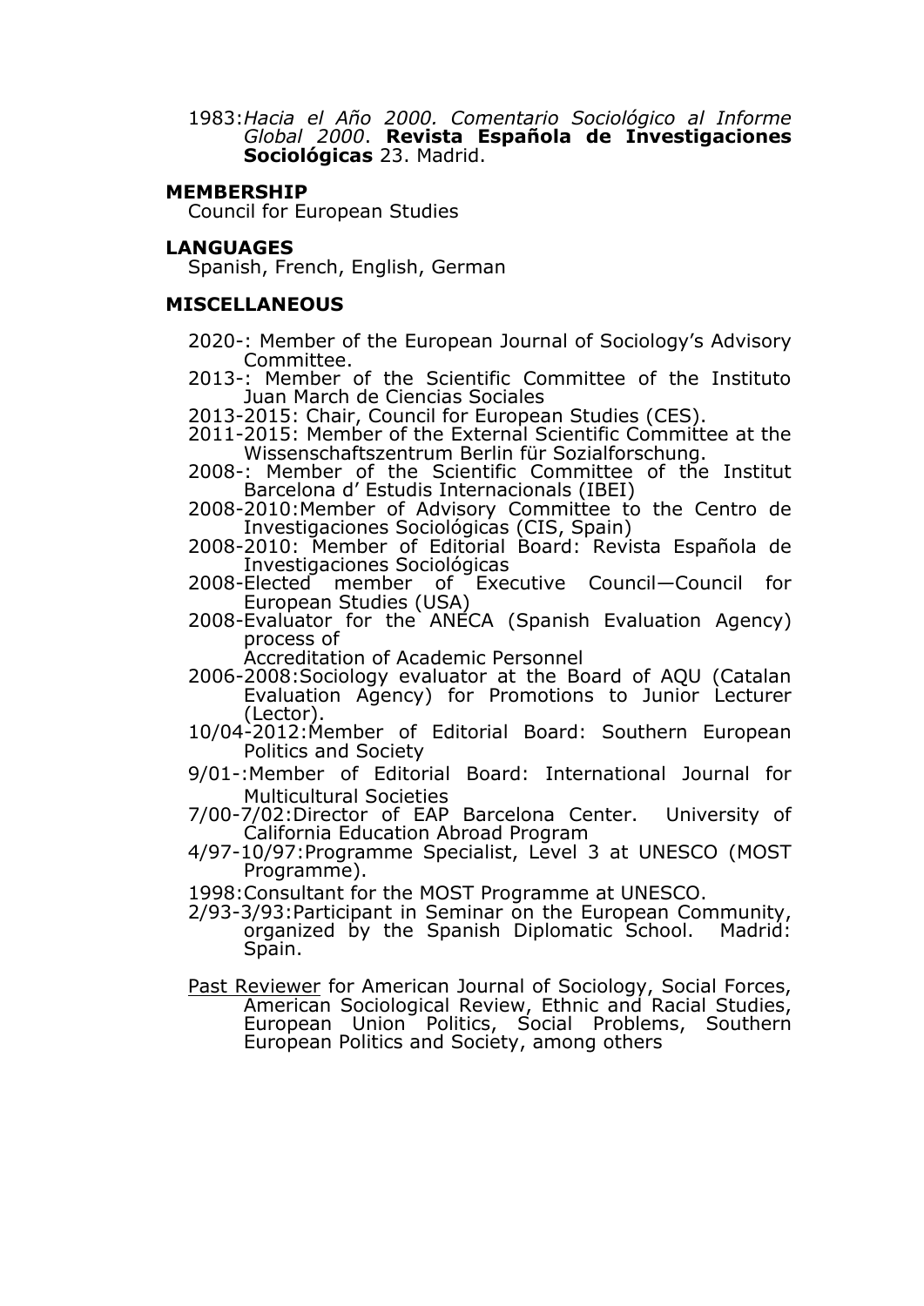1983: *Hacia el Año 2000. Comentario Sociológico al Informe Global 2000*. **Revista Española de Investigaciones Sociológicas** 23. Madrid.

**MEMBERSHIP**

Council for European Studies

**LANGUAGES**

Spanish, French, English, German

**MISCELLANEOUS**

- 2020-: Member of the European Journal of Sociology's Advisory Committee.
- 2013-: Member of the Scientific Committee of the Instituto Juan March de Ciencias Sociales
- 2013-2015: Chair, Council for European Studies (CES).
- 2011-2015: Member of the External Scientific Committee at the Wissenschaftszentrum Berlin für Sozialforschung.
- 2008-: Member of the Scientific Committee of the Institut Barcelona d' Estudis Internacionals (IBEI)
- 2008-2010: Member of Advisory Committee to the Centro de Investigaciones Sociológicas (CIS, Spain)
- 2008-2010: Member of Editorial Board: Revista Española de Investigaciones Sociológicas
- 2008-Elected member of Executive Council—Council for European Studies (USA)
- 2008-Evaluator for the ANECA (Spanish Evaluation Agency) process of Accreditation of Academic Personnel
- 2006-2008: Sociology evaluator at the Board of AQU (Catalan Evaluation Agency) for Promotions to Junior Lecturer (Lector).
- 10/04-2012: Member of Editorial Board: Southern European Politics and Society
- 9/01-: Member of Editorial Board: International Journal for Multicultural Societies
- 7/00-7/02: Director of EAP Barcelona Center. University of California Education Abroad Program
- 4/97-10/97: Programme Specialist, Level 3 at UNESCO (MOST Programme).
- 1998: Consultant for the MOST Programme at UNESCO.
- 2/93-3/93: Participant in Seminar on the European Community, organized by the Spanish Diplomatic School. Madrid: Spain.

Past Reviewer for American Journal of Sociology, Social Forces, American Sociological Review, Ethnic and Racial Studies, European Union Politics, Social Problems, Southern European Politics and Society, among others